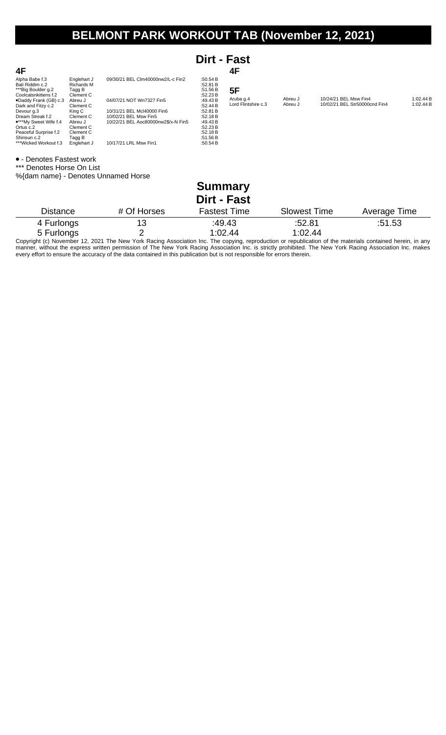# BELMONT PARK WORKOUT TAB (November 12, 2021)

## Dirt - Fast

### 4F

| Horse | Jockey/Trainer | Last Race | Time |
|---|---|---|---|
| Alpha Babe f.3 | Englehart J | 09/30/21 BEL Clm40000nw2/L-c Fin2 | :50.54 B |
| Bali Riddim c.2 | Richards M | | :52.81 B |
| ***Big Boulder g.2 | Tagg B | | :51.56 B |
| Coolcatsnkittens f.2 | Clement C | | :52.23 B |
| •Daddy Frank (GB) c.3 | Abreu J | 04/07/21 NOT Wn7327 Fin5 | :49.43 B |
| Dark and Fitzy c.2 | Clement C | | :52.44 B |
| Devour g.3 | King C | 10/31/21 BEL Mcl40000 Fin6 | :52.81 B |
| Dream Streak f.2 | Clement C | 10/02/21 BEL Msw Fin5 | :52.18 B |
| •***My Sweet Wife f.4 | Abreu J | 10/22/21 BEL Aoc80000nw2$/x-N Fin5 | :49.43 B |
| Ortus c.2 | Clement C | | :52.23 B |
| Peaceful Surprise f.2 | Clement C | | :52.18 B |
| Shinsun c.2 | Tagg B | | :51.56 B |
| ***Wicked Workout f.3 | Englehart J | 10/17/21 LRL Msw Fin1 | :50.54 B |

### 4F

### 5F

| Horse | Jockey/Trainer | Last Race | Time |
|---|---|---|---|
| Aruba g.4 | Abreu J | 10/24/21 BEL Msw Fin4 | 1:02.44 B |
| Lord Flintshire c.3 | Abreu J | 10/02/21 BEL Str50000cnd Fin4 | 1:02.44 B |

• - Denotes Fastest work
*** Denotes Horse On List
%{dam name} - Denotes Unnamed Horse

## Summary

### Dirt - Fast

| Distance | # Of Horses | Fastest Time | Slowest Time | Average Time |
|---|---|---|---|---|
| 4 Furlongs | 13 | :49.43 | :52.81 | :51.53 |
| 5 Furlongs | 2 | 1:02.44 | 1:02.44 | |

Copyright (c) November 12, 2021 The New York Racing Association Inc. The copying, reproduction or republication of the materials contained herein, in any manner, without the express written permission of The New York Racing Association Inc. is strictly prohibited. The New York Racing Association Inc. makes every effort to ensure the accuracy of the data contained in this publication but is not responsible for errors therein.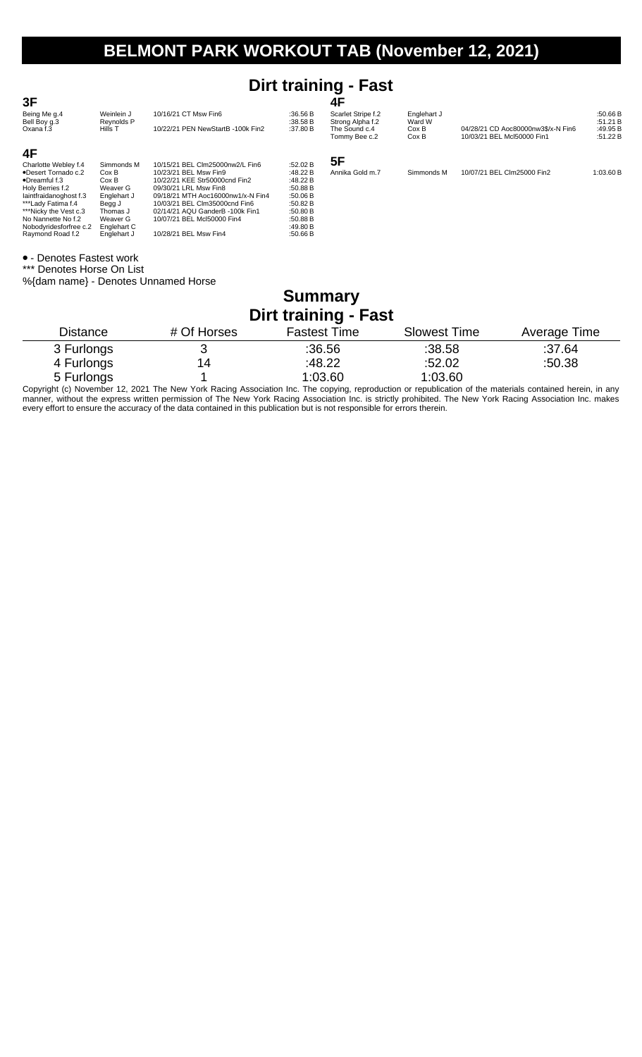# BELMONT PARK WORKOUT TAB (November 12, 2021)

## Dirt training - Fast

### 3F

| | | | |
|---|---|---|---|
| Being Me g.4 | Weinlein J | 10/16/21 CT Msw Fin6 | :36.56 B |
| Bell Boy g.3 | Reynolds P | | :38.58 B |
| Oxana f.3 | Hills T | 10/22/21 PEN NewStartB -100k Fin2 | :37.80 B |

### 4F

| | | | |
|---|---|---|---|
| Charlotte Webley f.4 | Simmonds M | 10/15/21 BEL Clm25000nw2/L Fin6 | :52.02 B |
| ●Desert Tornado c.2 | Cox B | 10/23/21 BEL Msw Fin9 | :48.22 B |
| ●Dreamful f.3 | Cox B | 10/22/21 KEE Str50000cnd Fin2 | :48.22 B |
| Holy Berries f.2 | Weaver G | 09/30/21 LRL Msw Fin8 | :50.88 B |
| Iaintfraidanoghost f.3 | Englehart J | 09/18/21 MTH Aoc16000nw1/x-N Fin4 | :50.06 B |
| ***Lady Fatima f.4 | Begg J | 10/03/21 BEL Clm35000cnd Fin6 | :50.82 B |
| ***Nicky the Vest c.3 | Thomas J | 02/14/21 AQU GanderB -100k Fin1 | :50.80 B |
| No Nannette No f.2 | Weaver G | 10/07/21 BEL Mcl50000 Fin4 | :50.88 B |
| Nobodyridesforfree c.2 | Englehart C | | :49.80 B |
| Raymond Road f.2 | Englehart J | 10/28/21 BEL Msw Fin4 | :50.66 B |
| Scarlet Stripe f.2 | Englehart J | | :50.66 B |
| Strong Alpha f.2 | Ward W | | :51.21 B |
| The Sound c.4 | Cox B | 04/28/21 CD Aoc80000nw3$/x-N Fin6 | :49.95 B |
| Tommy Bee c.2 | Cox B | 10/03/21 BEL Mcl50000 Fin1 | :51.22 B |

### 5F

| | | | |
|---|---|---|---|
| Annika Gold m.7 | Simmonds M | 10/07/21 BEL Clm25000 Fin2 | 1:03.60 B |

● - Denotes Fastest work
*** Denotes Horse On List
%{dam name} - Denotes Unnamed Horse

## Summary
## Dirt training - Fast

| Distance | # Of Horses | Fastest Time | Slowest Time | Average Time |
|---|---|---|---|---|
| 3 Furlongs | 3 | :36.56 | :38.58 | :37.64 |
| 4 Furlongs | 14 | :48.22 | :52.02 | :50.38 |
| 5 Furlongs | 1 | 1:03.60 | 1:03.60 | |

Copyright (c) November 12, 2021 The New York Racing Association Inc. The copying, reproduction or republication of the materials contained herein, in any manner, without the express written permission of The New York Racing Association Inc. is strictly prohibited. The New York Racing Association Inc. makes every effort to ensure the accuracy of the data contained in this publication but is not responsible for errors therein.